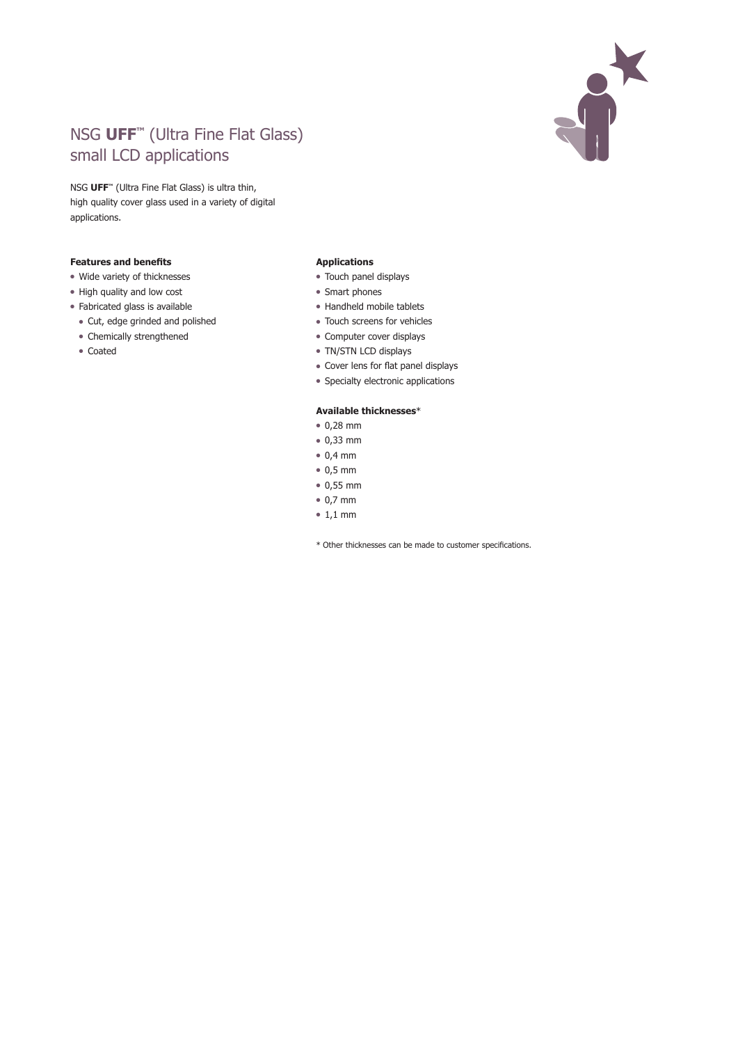# NSG **UFF**™ (Ultra Fine Flat Glass) small LCD applications

NSG **UFF**™ (Ultra Fine Flat Glass) is ultra thin, high quality cover glass used in a variety of digital applications.

### Features and benefits

- Wide variety of thicknesses
- High quality and low cost
- Fabricated glass is available
  - Cut, edge grinded and polished
  - Chemically strengthened
  - Coated

### Applications

- Touch panel displays
- Smart phones
- Handheld mobile tablets
- Touch screens for vehicles
- Computer cover displays
- TN/STN LCD displays
- Cover lens for flat panel displays
- Specialty electronic applications

### Available thicknesses*

- 0,28 mm
- 0,33 mm
- 0,4 mm
- 0,5 mm
- 0,55 mm
- 0,7 mm
- 1,1 mm

* Other thicknesses can be made to customer specifications.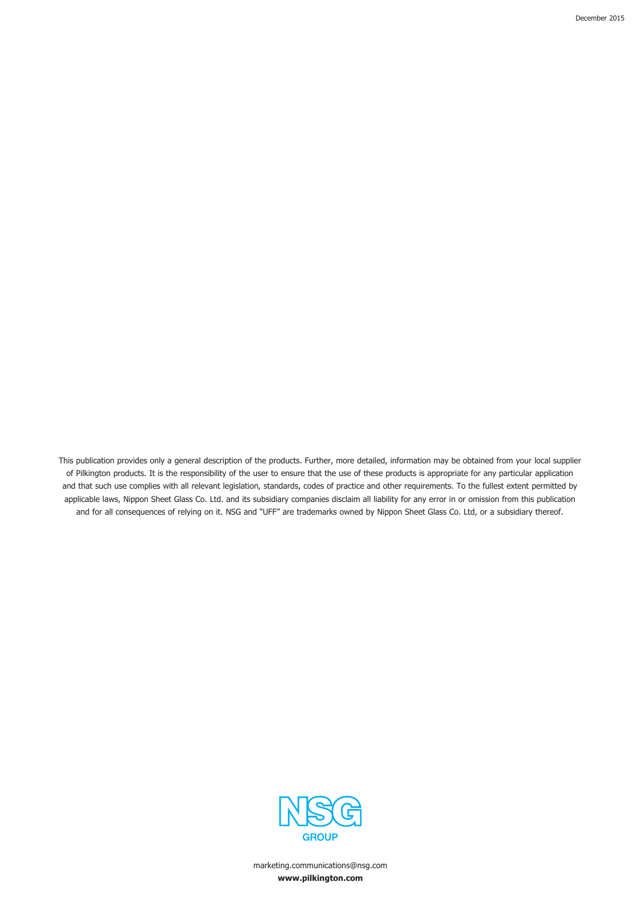December 2015

This publication provides only a general description of the products. Further, more detailed, information may be obtained from your local supplier of Pilkington products. It is the responsibility of the user to ensure that the use of these products is appropriate for any particular application and that such use complies with all relevant legislation, standards, codes of practice and other requirements. To the fullest extent permitted by applicable laws, Nippon Sheet Glass Co. Ltd. and its subsidiary companies disclaim all liability for any error in or omission from this publication and for all consequences of relying on it. NSG and "UFF" are trademarks owned by Nippon Sheet Glass Co. Ltd, or a subsidiary thereof.

NSG GROUP

marketing.communications@nsg.com

**www.pilkington.com**